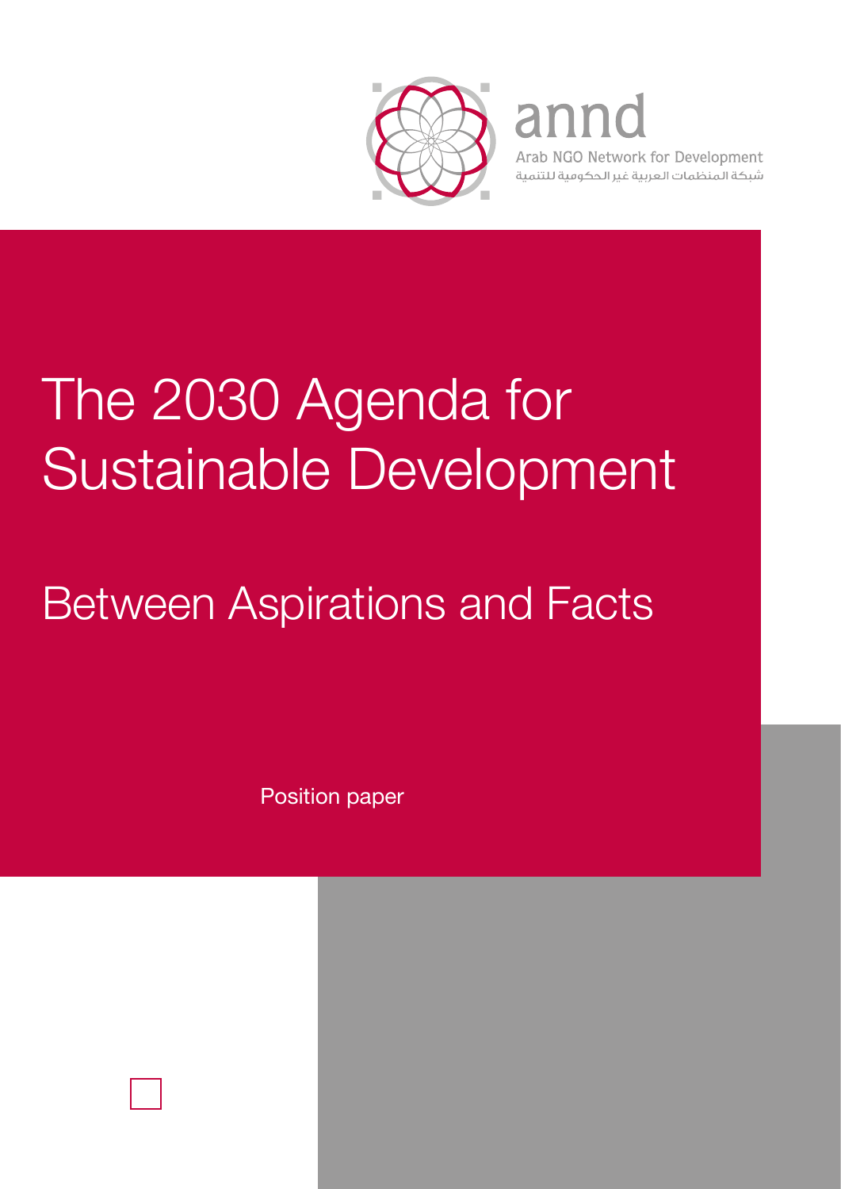annd

Arab NGO Network for Development

شبكة المنظمات العربية غير الحكومية للتنمية

# The 2030 Agenda for Sustainable Development

## Between Aspirations and Facts

Position paper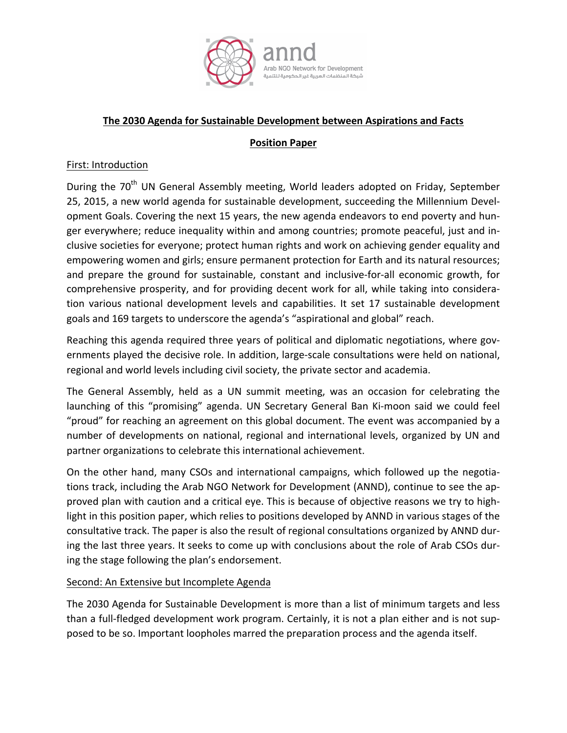**The 2030 Agenda for Sustainable Development between Aspirations and Facts**

**Position Paper**

First: Introduction

During the 70th UN General Assembly meeting, World leaders adopted on Friday, September 25, 2015, a new world agenda for sustainable development, succeeding the Millennium Development Goals. Covering the next 15 years, the new agenda endeavors to end poverty and hunger everywhere; reduce inequality within and among countries; promote peaceful, just and inclusive societies for everyone; protect human rights and work on achieving gender equality and empowering women and girls; ensure permanent protection for Earth and its natural resources; and prepare the ground for sustainable, constant and inclusive-for-all economic growth, for comprehensive prosperity, and for providing decent work for all, while taking into consideration various national development levels and capabilities. It set 17 sustainable development goals and 169 targets to underscore the agenda's "aspirational and global" reach.

Reaching this agenda required three years of political and diplomatic negotiations, where governments played the decisive role. In addition, large-scale consultations were held on national, regional and world levels including civil society, the private sector and academia.

The General Assembly, held as a UN summit meeting, was an occasion for celebrating the launching of this "promising" agenda. UN Secretary General Ban Ki-moon said we could feel "proud" for reaching an agreement on this global document. The event was accompanied by a number of developments on national, regional and international levels, organized by UN and partner organizations to celebrate this international achievement.

On the other hand, many CSOs and international campaigns, which followed up the negotiations track, including the Arab NGO Network for Development (ANND), continue to see the approved plan with caution and a critical eye. This is because of objective reasons we try to highlight in this position paper, which relies to positions developed by ANND in various stages of the consultative track. The paper is also the result of regional consultations organized by ANND during the last three years. It seeks to come up with conclusions about the role of Arab CSOs during the stage following the plan's endorsement.

Second: An Extensive but Incomplete Agenda

The 2030 Agenda for Sustainable Development is more than a list of minimum targets and less than a full-fledged development work program. Certainly, it is not a plan either and is not supposed to be so. Important loopholes marred the preparation process and the agenda itself.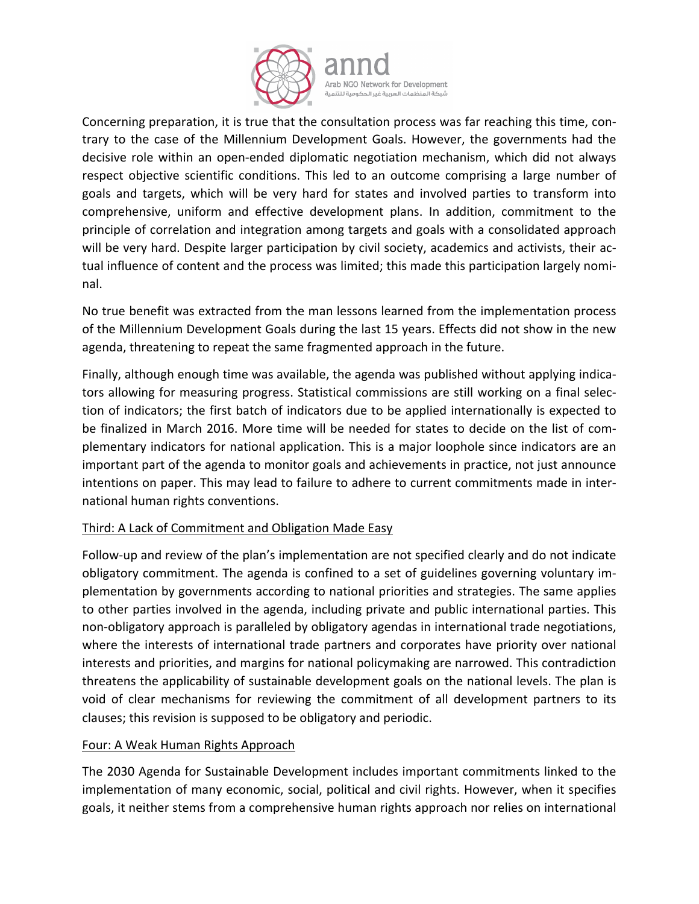Concerning preparation, it is true that the consultation process was far reaching this time, contrary to the case of the Millennium Development Goals. However, the governments had the decisive role within an open-ended diplomatic negotiation mechanism, which did not always respect objective scientific conditions. This led to an outcome comprising a large number of goals and targets, which will be very hard for states and involved parties to transform into comprehensive, uniform and effective development plans. In addition, commitment to the principle of correlation and integration among targets and goals with a consolidated approach will be very hard. Despite larger participation by civil society, academics and activists, their actual influence of content and the process was limited; this made this participation largely nominal.

No true benefit was extracted from the man lessons learned from the implementation process of the Millennium Development Goals during the last 15 years. Effects did not show in the new agenda, threatening to repeat the same fragmented approach in the future.

Finally, although enough time was available, the agenda was published without applying indicators allowing for measuring progress. Statistical commissions are still working on a final selection of indicators; the first batch of indicators due to be applied internationally is expected to be finalized in March 2016. More time will be needed for states to decide on the list of complementary indicators for national application. This is a major loophole since indicators are an important part of the agenda to monitor goals and achievements in practice, not just announce intentions on paper. This may lead to failure to adhere to current commitments made in international human rights conventions.

## Third: A Lack of Commitment and Obligation Made Easy

Follow-up and review of the plan's implementation are not specified clearly and do not indicate obligatory commitment. The agenda is confined to a set of guidelines governing voluntary implementation by governments according to national priorities and strategies. The same applies to other parties involved in the agenda, including private and public international parties. This non-obligatory approach is paralleled by obligatory agendas in international trade negotiations, where the interests of international trade partners and corporates have priority over national interests and priorities, and margins for national policymaking are narrowed. This contradiction threatens the applicability of sustainable development goals on the national levels. The plan is void of clear mechanisms for reviewing the commitment of all development partners to its clauses; this revision is supposed to be obligatory and periodic.

## Four: A Weak Human Rights Approach

The 2030 Agenda for Sustainable Development includes important commitments linked to the implementation of many economic, social, political and civil rights. However, when it specifies goals, it neither stems from a comprehensive human rights approach nor relies on international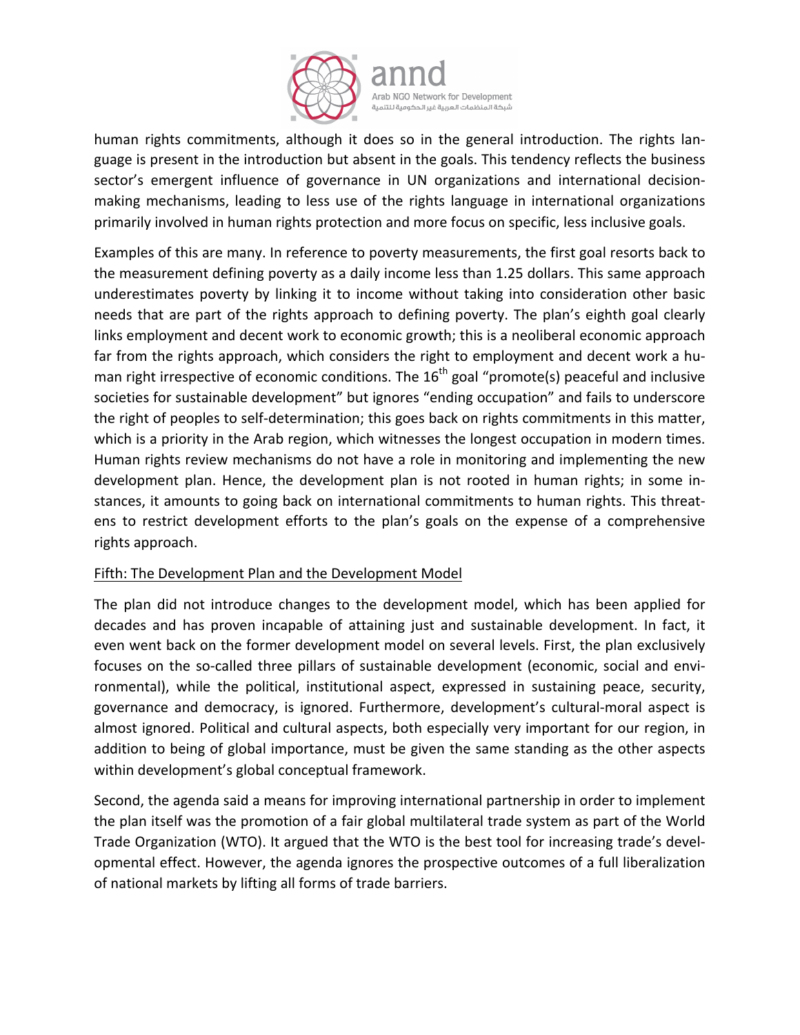human rights commitments, although it does so in the general introduction. The rights language is present in the introduction but absent in the goals. This tendency reflects the business sector's emergent influence of governance in UN organizations and international decision-making mechanisms, leading to less use of the rights language in international organizations primarily involved in human rights protection and more focus on specific, less inclusive goals.

Examples of this are many. In reference to poverty measurements, the first goal resorts back to the measurement defining poverty as a daily income less than 1.25 dollars. This same approach underestimates poverty by linking it to income without taking into consideration other basic needs that are part of the rights approach to defining poverty. The plan's eighth goal clearly links employment and decent work to economic growth; this is a neoliberal economic approach far from the rights approach, which considers the right to employment and decent work a human right irrespective of economic conditions. The 16th goal "promote(s) peaceful and inclusive societies for sustainable development" but ignores "ending occupation" and fails to underscore the right of peoples to self-determination; this goes back on rights commitments in this matter, which is a priority in the Arab region, which witnesses the longest occupation in modern times. Human rights review mechanisms do not have a role in monitoring and implementing the new development plan. Hence, the development plan is not rooted in human rights; in some instances, it amounts to going back on international commitments to human rights. This threatens to restrict development efforts to the plan's goals on the expense of a comprehensive rights approach.

<u>Fifth: The Development Plan and the Development Model</u>

The plan did not introduce changes to the development model, which has been applied for decades and has proven incapable of attaining just and sustainable development. In fact, it even went back on the former development model on several levels. First, the plan exclusively focuses on the so-called three pillars of sustainable development (economic, social and environmental), while the political, institutional aspect, expressed in sustaining peace, security, governance and democracy, is ignored. Furthermore, development's cultural-moral aspect is almost ignored. Political and cultural aspects, both especially very important for our region, in addition to being of global importance, must be given the same standing as the other aspects within development's global conceptual framework.

Second, the agenda said a means for improving international partnership in order to implement the plan itself was the promotion of a fair global multilateral trade system as part of the World Trade Organization (WTO). It argued that the WTO is the best tool for increasing trade's developmental effect. However, the agenda ignores the prospective outcomes of a full liberalization of national markets by lifting all forms of trade barriers.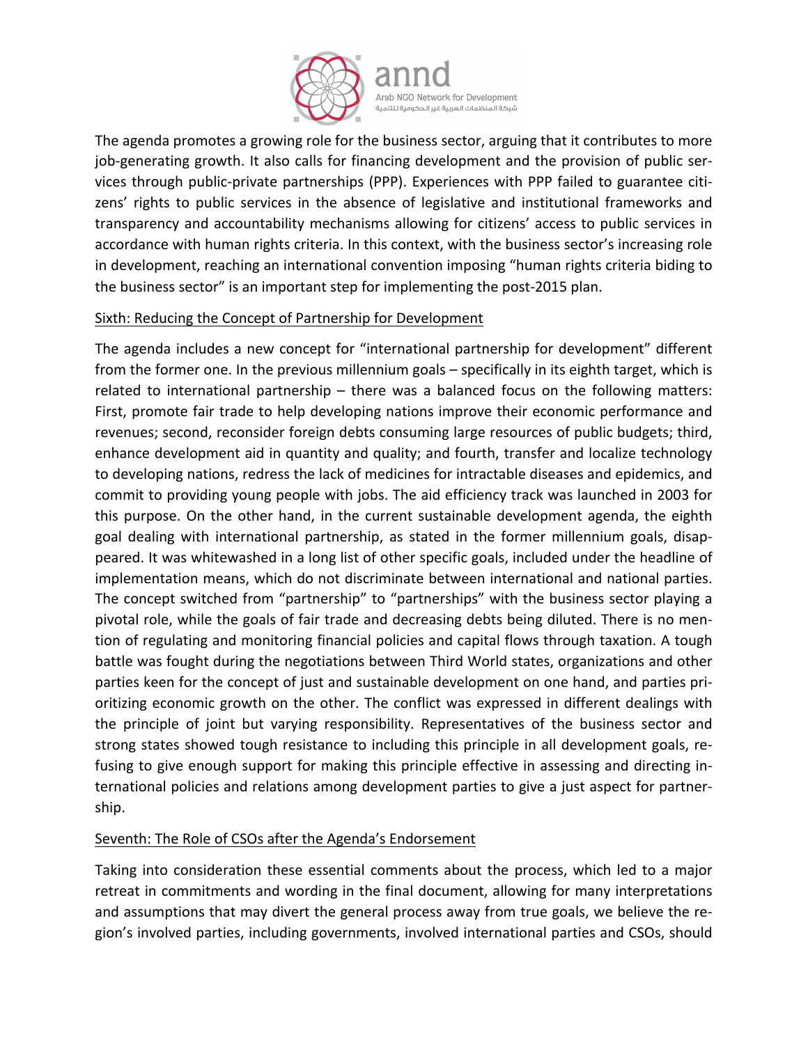The agenda promotes a growing role for the business sector, arguing that it contributes to more job-generating growth. It also calls for financing development and the provision of public services through public-private partnerships (PPP). Experiences with PPP failed to guarantee citizens' rights to public services in the absence of legislative and institutional frameworks and transparency and accountability mechanisms allowing for citizens' access to public services in accordance with human rights criteria. In this context, with the business sector's increasing role in development, reaching an international convention imposing "human rights criteria biding to the business sector" is an important step for implementing the post-2015 plan.

## Sixth: Reducing the Concept of Partnership for Development

The agenda includes a new concept for "international partnership for development" different from the former one. In the previous millennium goals – specifically in its eighth target, which is related to international partnership – there was a balanced focus on the following matters: First, promote fair trade to help developing nations improve their economic performance and revenues; second, reconsider foreign debts consuming large resources of public budgets; third, enhance development aid in quantity and quality; and fourth, transfer and localize technology to developing nations, redress the lack of medicines for intractable diseases and epidemics, and commit to providing young people with jobs. The aid efficiency track was launched in 2003 for this purpose. On the other hand, in the current sustainable development agenda, the eighth goal dealing with international partnership, as stated in the former millennium goals, disappeared. It was whitewashed in a long list of other specific goals, included under the headline of implementation means, which do not discriminate between international and national parties. The concept switched from "partnership" to "partnerships" with the business sector playing a pivotal role, while the goals of fair trade and decreasing debts being diluted. There is no mention of regulating and monitoring financial policies and capital flows through taxation. A tough battle was fought during the negotiations between Third World states, organizations and other parties keen for the concept of just and sustainable development on one hand, and parties prioritizing economic growth on the other. The conflict was expressed in different dealings with the principle of joint but varying responsibility. Representatives of the business sector and strong states showed tough resistance to including this principle in all development goals, refusing to give enough support for making this principle effective in assessing and directing international policies and relations among development parties to give a just aspect for partnership.

## Seventh: The Role of CSOs after the Agenda's Endorsement

Taking into consideration these essential comments about the process, which led to a major retreat in commitments and wording in the final document, allowing for many interpretations and assumptions that may divert the general process away from true goals, we believe the region's involved parties, including governments, involved international parties and CSOs, should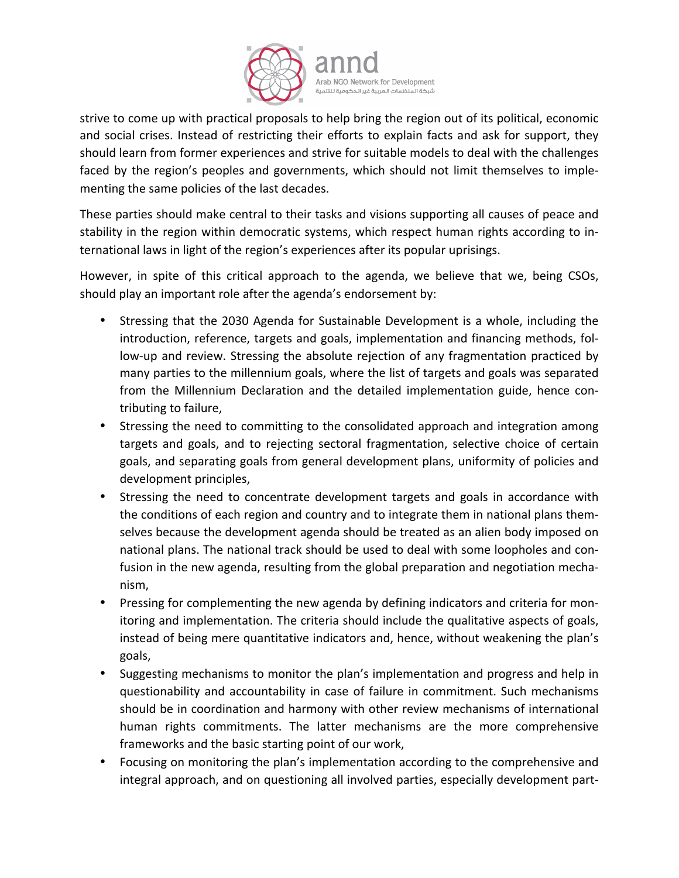strive to come up with practical proposals to help bring the region out of its political, economic and social crises. Instead of restricting their efforts to explain facts and ask for support, they should learn from former experiences and strive for suitable models to deal with the challenges faced by the region's peoples and governments, which should not limit themselves to implementing the same policies of the last decades.

These parties should make central to their tasks and visions supporting all causes of peace and stability in the region within democratic systems, which respect human rights according to international laws in light of the region's experiences after its popular uprisings.

However, in spite of this critical approach to the agenda, we believe that we, being CSOs, should play an important role after the agenda's endorsement by:

- Stressing that the 2030 Agenda for Sustainable Development is a whole, including the introduction, reference, targets and goals, implementation and financing methods, follow-up and review. Stressing the absolute rejection of any fragmentation practiced by many parties to the millennium goals, where the list of targets and goals was separated from the Millennium Declaration and the detailed implementation guide, hence contributing to failure,
- Stressing the need to committing to the consolidated approach and integration among targets and goals, and to rejecting sectoral fragmentation, selective choice of certain goals, and separating goals from general development plans, uniformity of policies and development principles,
- Stressing the need to concentrate development targets and goals in accordance with the conditions of each region and country and to integrate them in national plans themselves because the development agenda should be treated as an alien body imposed on national plans. The national track should be used to deal with some loopholes and confusion in the new agenda, resulting from the global preparation and negotiation mechanism,
- Pressing for complementing the new agenda by defining indicators and criteria for monitoring and implementation. The criteria should include the qualitative aspects of goals, instead of being mere quantitative indicators and, hence, without weakening the plan's goals,
- Suggesting mechanisms to monitor the plan's implementation and progress and help in questionability and accountability in case of failure in commitment. Such mechanisms should be in coordination and harmony with other review mechanisms of international human rights commitments. The latter mechanisms are the more comprehensive frameworks and the basic starting point of our work,
- Focusing on monitoring the plan's implementation according to the comprehensive and integral approach, and on questioning all involved parties, especially development part-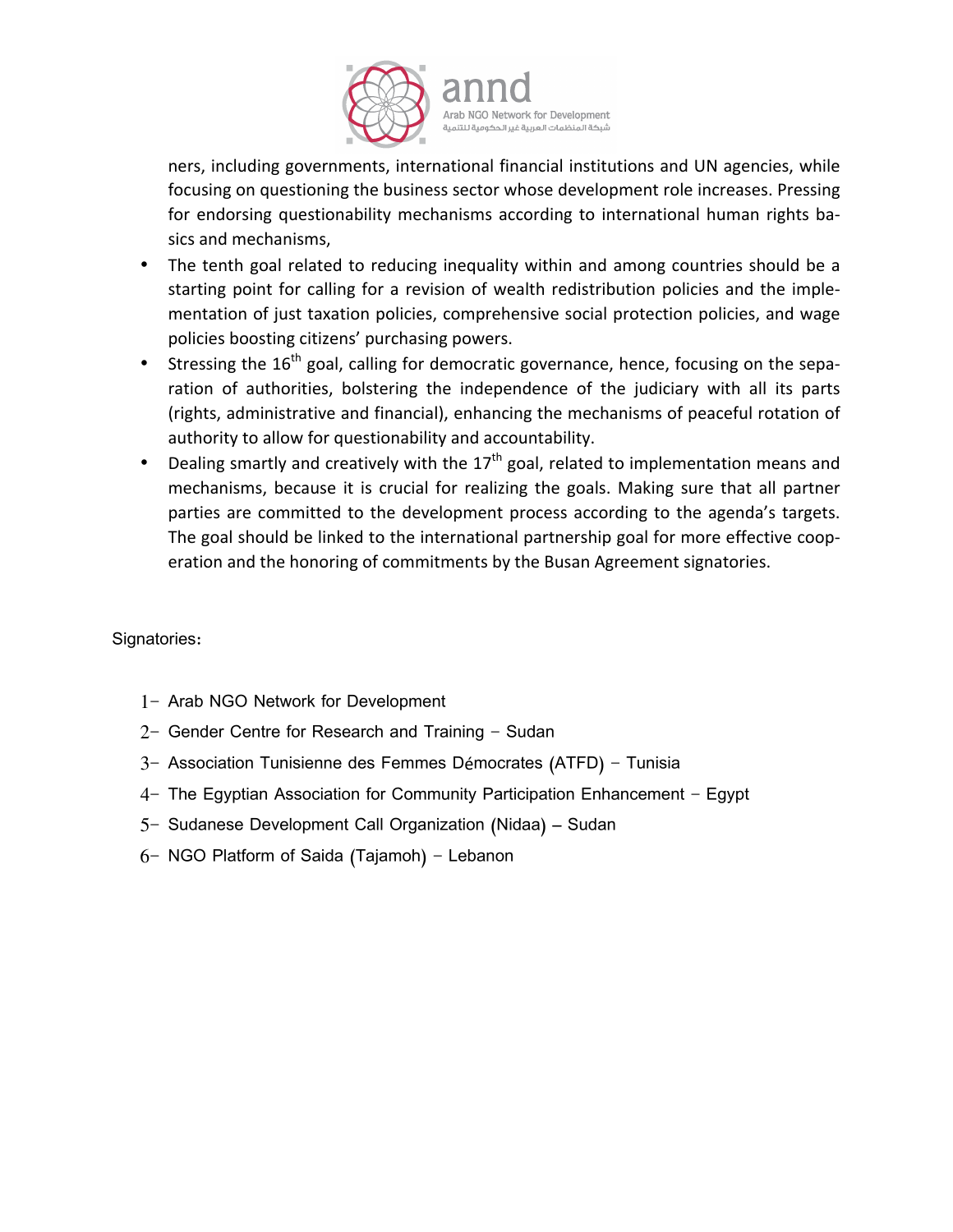ners, including governments, international financial institutions and UN agencies, while focusing on questioning the business sector whose development role increases. Pressing for endorsing questionability mechanisms according to international human rights basics and mechanisms,

- The tenth goal related to reducing inequality within and among countries should be a starting point for calling for a revision of wealth redistribution policies and the implementation of just taxation policies, comprehensive social protection policies, and wage policies boosting citizens' purchasing powers.
- Stressing the 16th goal, calling for democratic governance, hence, focusing on the separation of authorities, bolstering the independence of the judiciary with all its parts (rights, administrative and financial), enhancing the mechanisms of peaceful rotation of authority to allow for questionability and accountability.
- Dealing smartly and creatively with the 17th goal, related to implementation means and mechanisms, because it is crucial for realizing the goals. Making sure that all partner parties are committed to the development process according to the agenda's targets. The goal should be linked to the international partnership goal for more effective cooperation and the honoring of commitments by the Busan Agreement signatories.

Signatories:

1- Arab NGO Network for Development
2- Gender Centre for Research and Training – Sudan
3- Association Tunisienne des Femmes Démocrates (ATFD) – Tunisia
4- The Egyptian Association for Community Participation Enhancement – Egypt
5- Sudanese Development Call Organization (Nidaa) – Sudan
6- NGO Platform of Saida (Tajamoh) – Lebanon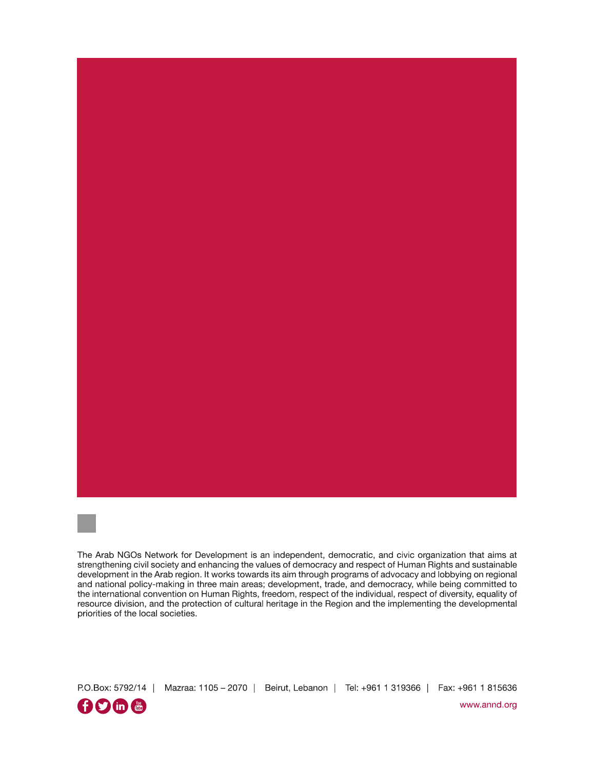The Arab NGOs Network for Development is an independent, democratic, and civic organization that aims at strengthening civil society and enhancing the values of democracy and respect of Human Rights and sustainable development in the Arab region. It works towards its aim through programs of advocacy and lobbying on regional and national policy-making in three main areas; development, trade, and democracy, while being committed to the international convention on Human Rights, freedom, respect of the individual, respect of diversity, equality of resource division, and the protection of cultural heritage in the Region and the implementing the developmental priorities of the local societies.

P.O.Box: 5792/14 | Mazraa: 1105 – 2070 | Beirut, Lebanon | Tel: +961 1 319366 | Fax: +961 1 815636

www.annd.org